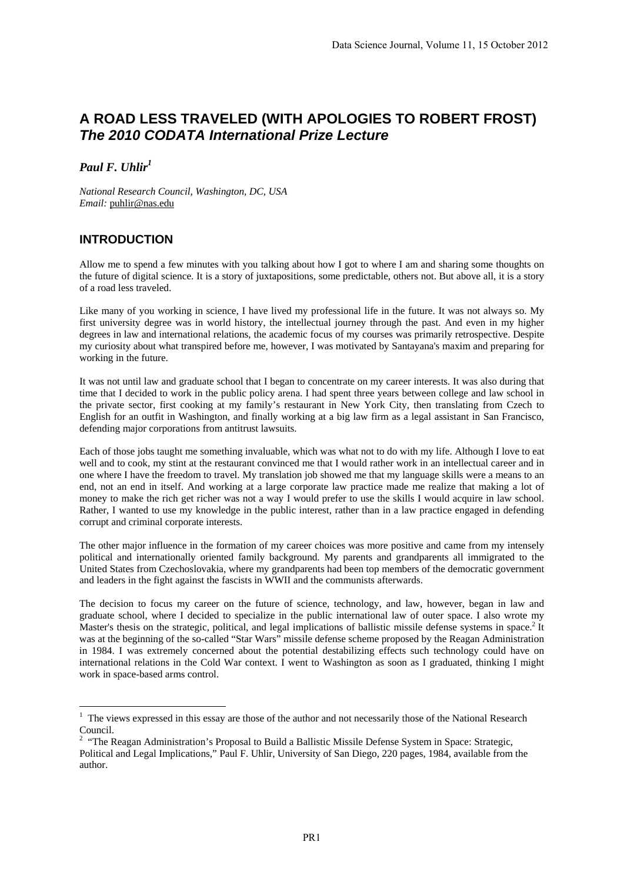# A ROAD LESS TRAVELED (WITH APOLOGIES TO ROBERT FROST)
## *The 2010 CODATA International Prize Lecture*

***Paul F. Uhlir*[1]**

*National Research Council, Washington, DC, USA*
*Email:* puhlir@nas.edu

## INTRODUCTION

Allow me to spend a few minutes with you talking about how I got to where I am and sharing some thoughts on the future of digital science. It is a story of juxtapositions, some predictable, others not. But above all, it is a story of a road less traveled.

Like many of you working in science, I have lived my professional life in the future. It was not always so. My first university degree was in world history, the intellectual journey through the past. And even in my higher degrees in law and international relations, the academic focus of my courses was primarily retrospective. Despite my curiosity about what transpired before me, however, I was motivated by Santayana's maxim and preparing for working in the future.

It was not until law and graduate school that I began to concentrate on my career interests. It was also during that time that I decided to work in the public policy arena. I had spent three years between college and law school in the private sector, first cooking at my family's restaurant in New York City, then translating from Czech to English for an outfit in Washington, and finally working at a big law firm as a legal assistant in San Francisco, defending major corporations from antitrust lawsuits.

Each of those jobs taught me something invaluable, which was what not to do with my life. Although I love to eat well and to cook, my stint at the restaurant convinced me that I would rather work in an intellectual career and in one where I have the freedom to travel. My translation job showed me that my language skills were a means to an end, not an end in itself. And working at a large corporate law practice made me realize that making a lot of money to make the rich get richer was not a way I would prefer to use the skills I would acquire in law school. Rather, I wanted to use my knowledge in the public interest, rather than in a law practice engaged in defending corrupt and criminal corporate interests.

The other major influence in the formation of my career choices was more positive and came from my intensely political and internationally oriented family background. My parents and grandparents all immigrated to the United States from Czechoslovakia, where my grandparents had been top members of the democratic government and leaders in the fight against the fascists in WWII and the communists afterwards.

The decision to focus my career on the future of science, technology, and law, however, began in law and graduate school, where I decided to specialize in the public international law of outer space. I also wrote my Master's thesis on the strategic, political, and legal implications of ballistic missile defense systems in space.[2] It was at the beginning of the so-called "Star Wars" missile defense scheme proposed by the Reagan Administration in 1984. I was extremely concerned about the potential destabilizing effects such technology could have on international relations in the Cold War context. I went to Washington as soon as I graduated, thinking I might work in space-based arms control.

---

[1] The views expressed in this essay are those of the author and not necessarily those of the National Research Council.

[2] "The Reagan Administration's Proposal to Build a Ballistic Missile Defense System in Space: Strategic, Political and Legal Implications," Paul F. Uhlir, University of San Diego, 220 pages, 1984, available from the author.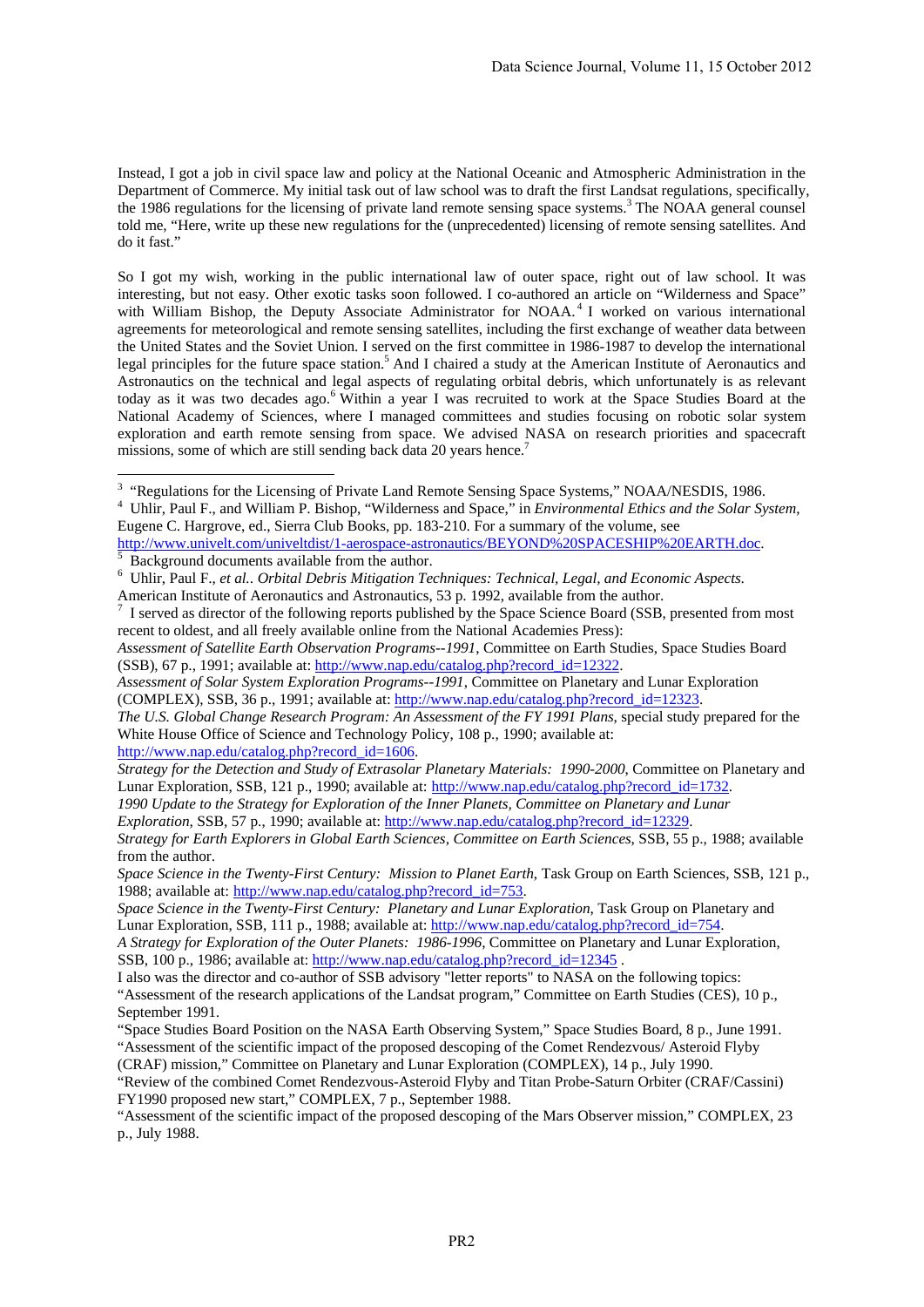Instead, I got a job in civil space law and policy at the National Oceanic and Atmospheric Administration in the Department of Commerce. My initial task out of law school was to draft the first Landsat regulations, specifically, the 1986 regulations for the licensing of private land remote sensing space systems.[3] The NOAA general counsel told me, "Here, write up these new regulations for the (unprecedented) licensing of remote sensing satellites. And do it fast."

So I got my wish, working in the public international law of outer space, right out of law school. It was interesting, but not easy. Other exotic tasks soon followed. I co-authored an article on "Wilderness and Space" with William Bishop, the Deputy Associate Administrator for NOAA.[4] I worked on various international agreements for meteorological and remote sensing satellites, including the first exchange of weather data between the United States and the Soviet Union. I served on the first committee in 1986-1987 to develop the international legal principles for the future space station.[5] And I chaired a study at the American Institute of Aeronautics and Astronautics on the technical and legal aspects of regulating orbital debris, which unfortunately is as relevant today as it was two decades ago.[6] Within a year I was recruited to work at the Space Studies Board at the National Academy of Sciences, where I managed committees and studies focusing on robotic solar system exploration and earth remote sensing from space. We advised NASA on research priorities and spacecraft missions, some of which are still sending back data 20 years hence.[7]

---

[3] "Regulations for the Licensing of Private Land Remote Sensing Space Systems," NOAA/NESDIS, 1986.

[4] Uhlir, Paul F., and William P. Bishop, "Wilderness and Space," in *Environmental Ethics and the Solar System*, Eugene C. Hargrove, ed., Sierra Club Books, pp. 183-210. For a summary of the volume, see http://www.univelt.com/univeltdist/1-aerospace-astronautics/BEYOND%20SPACESHIP%20EARTH.doc.

[5] Background documents available from the author.

[6] Uhlir, Paul F., *et al.*. *Orbital Debris Mitigation Techniques: Technical, Legal, and Economic Aspects.* American Institute of Aeronautics and Astronautics, 53 p. 1992, available from the author.

[7] I served as director of the following reports published by the Space Science Board (SSB, presented from most recent to oldest, and all freely available online from the National Academies Press):

*Assessment of Satellite Earth Observation Programs--1991*, Committee on Earth Studies, Space Studies Board (SSB), 67 p., 1991; available at: http://www.nap.edu/catalog.php?record_id=12322.

*Assessment of Solar System Exploration Programs--1991*, Committee on Planetary and Lunar Exploration (COMPLEX), SSB, 36 p., 1991; available at: http://www.nap.edu/catalog.php?record_id=12323.

*The U.S. Global Change Research Program: An Assessment of the FY 1991 Plans*, special study prepared for the White House Office of Science and Technology Policy, 108 p., 1990; available at: http://www.nap.edu/catalog.php?record_id=1606.

*Strategy for the Detection and Study of Extrasolar Planetary Materials: 1990-2000*, Committee on Planetary and Lunar Exploration, SSB, 121 p., 1990; available at: http://www.nap.edu/catalog.php?record_id=1732.

*1990 Update to the Strategy for Exploration of the Inner Planets, Committee on Planetary and Lunar Exploration*, SSB, 57 p., 1990; available at: http://www.nap.edu/catalog.php?record_id=12329.

*Strategy for Earth Explorers in Global Earth Sciences, Committee on Earth Sciences*, SSB, 55 p., 1988; available from the author.

*Space Science in the Twenty-First Century: Mission to Planet Earth*, Task Group on Earth Sciences, SSB, 121 p., 1988; available at: http://www.nap.edu/catalog.php?record_id=753.

*Space Science in the Twenty-First Century: Planetary and Lunar Exploration*, Task Group on Planetary and Lunar Exploration, SSB, 111 p., 1988; available at: http://www.nap.edu/catalog.php?record_id=754.

*A Strategy for Exploration of the Outer Planets: 1986-1996*, Committee on Planetary and Lunar Exploration, SSB, 100 p., 1986; available at: http://www.nap.edu/catalog.php?record_id=12345 .

I also was the director and co-author of SSB advisory "letter reports" to NASA on the following topics:

"Assessment of the research applications of the Landsat program," Committee on Earth Studies (CES), 10 p., September 1991.

"Space Studies Board Position on the NASA Earth Observing System," Space Studies Board, 8 p., June 1991.

"Assessment of the scientific impact of the proposed descoping of the Comet Rendezvous/ Asteroid Flyby (CRAF) mission," Committee on Planetary and Lunar Exploration (COMPLEX), 14 p., July 1990.

"Review of the combined Comet Rendezvous-Asteroid Flyby and Titan Probe-Saturn Orbiter (CRAF/Cassini) FY1990 proposed new start," COMPLEX, 7 p., September 1988.

"Assessment of the scientific impact of the proposed descoping of the Mars Observer mission," COMPLEX, 23 p., July 1988.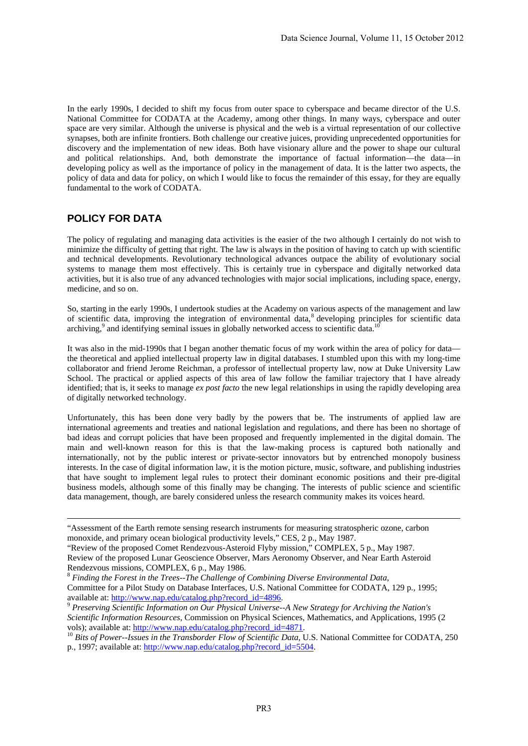In the early 1990s, I decided to shift my focus from outer space to cyberspace and became director of the U.S. National Committee for CODATA at the Academy, among other things. In many ways, cyberspace and outer space are very similar. Although the universe is physical and the web is a virtual representation of our collective synapses, both are infinite frontiers. Both challenge our creative juices, providing unprecedented opportunities for discovery and the implementation of new ideas. Both have visionary allure and the power to shape our cultural and political relationships. And, both demonstrate the importance of factual information—the data—in developing policy as well as the importance of policy in the management of data. It is the latter two aspects, the policy of data and data for policy, on which I would like to focus the remainder of this essay, for they are equally fundamental to the work of CODATA.

## POLICY FOR DATA

The policy of regulating and managing data activities is the easier of the two although I certainly do not wish to minimize the difficulty of getting that right. The law is always in the position of having to catch up with scientific and technical developments. Revolutionary technological advances outpace the ability of evolutionary social systems to manage them most effectively. This is certainly true in cyberspace and digitally networked data activities, but it is also true of any advanced technologies with major social implications, including space, energy, medicine, and so on.

So, starting in the early 1990s, I undertook studies at the Academy on various aspects of the management and law of scientific data, improving the integration of environmental data,[8] developing principles for scientific data archiving,[9] and identifying seminal issues in globally networked access to scientific data.[10]

It was also in the mid-1990s that I began another thematic focus of my work within the area of policy for data—the theoretical and applied intellectual property law in digital databases. I stumbled upon this with my long-time collaborator and friend Jerome Reichman, a professor of intellectual property law, now at Duke University Law School. The practical or applied aspects of this area of law follow the familiar trajectory that I have already identified; that is, it seeks to manage *ex post facto* the new legal relationships in using the rapidly developing area of digitally networked technology.

Unfortunately, this has been done very badly by the powers that be. The instruments of applied law are international agreements and treaties and national legislation and regulations, and there has been no shortage of bad ideas and corrupt policies that have been proposed and frequently implemented in the digital domain. The main and well-known reason for this is that the law-making process is captured both nationally and internationally, not by the public interest or private-sector innovators but by entrenched monopoly business interests. In the case of digital information law, it is the motion picture, music, software, and publishing industries that have sought to implement legal rules to protect their dominant economic positions and their pre-digital business models, although some of this finally may be changing. The interests of public science and scientific data management, though, are barely considered unless the research community makes its voices heard.

---

"Assessment of the Earth remote sensing research instruments for measuring stratospheric ozone, carbon monoxide, and primary ocean biological productivity levels," CES, 2 p., May 1987.

"Review of the proposed Comet Rendezvous-Asteroid Flyby mission," COMPLEX, 5 p., May 1987.

Review of the proposed Lunar Geoscience Observer, Mars Aeronomy Observer, and Near Earth Asteroid Rendezvous missions, COMPLEX, 6 p., May 1986.

[8] *Finding the Forest in the Trees--The Challenge of Combining Diverse Environmental Data*, Committee for a Pilot Study on Database Interfaces, U.S. National Committee for CODATA, 129 p., 1995; available at: http://www.nap.edu/catalog.php?record_id=4896.

[9] *Preserving Scientific Information on Our Physical Universe--A New Strategy for Archiving the Nation's Scientific Information Resources*, Commission on Physical Sciences, Mathematics, and Applications, 1995 (2 vols); available at: http://www.nap.edu/catalog.php?record_id=4871.

[10] *Bits of Power--Issues in the Transborder Flow of Scientific Data*, U.S. National Committee for CODATA, 250 p., 1997; available at: http://www.nap.edu/catalog.php?record_id=5504.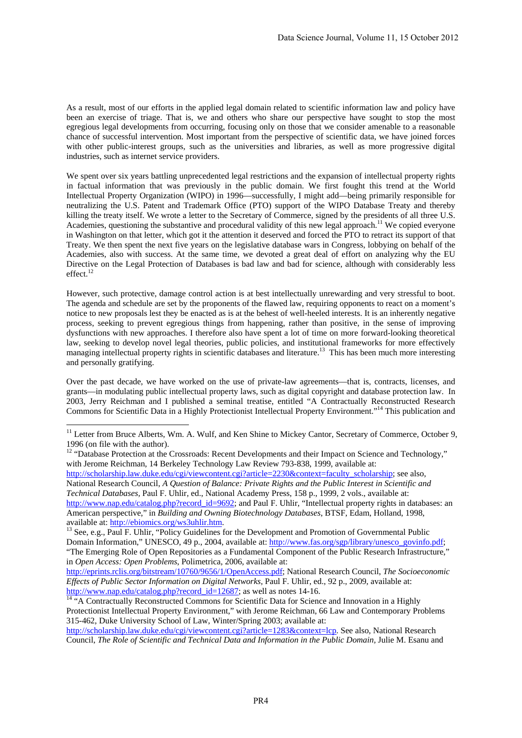As a result, most of our efforts in the applied legal domain related to scientific information law and policy have been an exercise of triage. That is, we and others who share our perspective have sought to stop the most egregious legal developments from occurring, focusing only on those that we consider amenable to a reasonable chance of successful intervention. Most important from the perspective of scientific data, we have joined forces with other public-interest groups, such as the universities and libraries, as well as more progressive digital industries, such as internet service providers.

We spent over six years battling unprecedented legal restrictions and the expansion of intellectual property rights in factual information that was previously in the public domain. We first fought this trend at the World Intellectual Property Organization (WIPO) in 1996—successfully, I might add—being primarily responsible for neutralizing the U.S. Patent and Trademark Office (PTO) support of the WIPO Database Treaty and thereby killing the treaty itself. We wrote a letter to the Secretary of Commerce, signed by the presidents of all three U.S. Academies, questioning the substantive and procedural validity of this new legal approach.[11] We copied everyone in Washington on that letter, which got it the attention it deserved and forced the PTO to retract its support of that Treaty. We then spent the next five years on the legislative database wars in Congress, lobbying on behalf of the Academies, also with success. At the same time, we devoted a great deal of effort on analyzing why the EU Directive on the Legal Protection of Databases is bad law and bad for science, although with considerably less effect.[12]

However, such protective, damage control action is at best intellectually unrewarding and very stressful to boot. The agenda and schedule are set by the proponents of the flawed law, requiring opponents to react on a moment's notice to new proposals lest they be enacted as is at the behest of well-heeled interests. It is an inherently negative process, seeking to prevent egregious things from happening, rather than positive, in the sense of improving dysfunctions with new approaches. I therefore also have spent a lot of time on more forward-looking theoretical law, seeking to develop novel legal theories, public policies, and institutional frameworks for more effectively managing intellectual property rights in scientific databases and literature.[13] This has been much more interesting and personally gratifying.

Over the past decade, we have worked on the use of private-law agreements—that is, contracts, licenses, and grants—in modulating public intellectual property laws, such as digital copyright and database protection law. In 2003, Jerry Reichman and I published a seminal treatise, entitled "A Contractually Reconstructed Research Commons for Scientific Data in a Highly Protectionist Intellectual Property Environment."[14] This publication and

---

[11] Letter from Bruce Alberts, Wm. A. Wulf, and Ken Shine to Mickey Cantor, Secretary of Commerce, October 9, 1996 (on file with the author).

[12] "Database Protection at the Crossroads: Recent Developments and their Impact on Science and Technology," with Jerome Reichman, 14 Berkeley Technology Law Review 793-838, 1999, available at: http://scholarship.law.duke.edu/cgi/viewcontent.cgi?article=2230&context=faculty_scholarship; see also, National Research Council, *A Question of Balance: Private Rights and the Public Interest in Scientific and Technical Databases*, Paul F. Uhlir, ed., National Academy Press, 158 p., 1999, 2 vols., available at: http://www.nap.edu/catalog.php?record_id=9692; and Paul F. Uhlir, "Intellectual property rights in databases: an American perspective," in *Building and Owning Biotechnology Databases*, BTSF, Edam, Holland, 1998, available at: http://ebiomics.org/ws3uhlir.htm.

[13] See, e.g., Paul F. Uhlir, "Policy Guidelines for the Development and Promotion of Governmental Public Domain Information," UNESCO, 49 p., 2004, available at: http://www.fas.org/sgp/library/unesco_govinfo.pdf; "The Emerging Role of Open Repositories as a Fundamental Component of the Public Research Infrastructure," in *Open Access: Open Problems*, Polimetrica, 2006, available at: http://eprints.rclis.org/bitstream/10760/9656/1/OpenAccess.pdf; National Research Council, *The Socioeconomic Effects of Public Sector Information on Digital Networks*, Paul F. Uhlir, ed., 92 p., 2009, available at: http://www.nap.edu/catalog.php?record_id=12687; as well as notes 14-16.

[14] "A Contractually Reconstructed Commons for Scientific Data for Science and Innovation in a Highly Protectionist Intellectual Property Environment," with Jerome Reichman, 66 Law and Contemporary Problems 315-462, Duke University School of Law, Winter/Spring 2003; available at: http://scholarship.law.duke.edu/cgi/viewcontent.cgi?article=1283&context=lcp. See also, National Research Council, *The Role of Scientific and Technical Data and Information in the Public Domain*, Julie M. Esanu and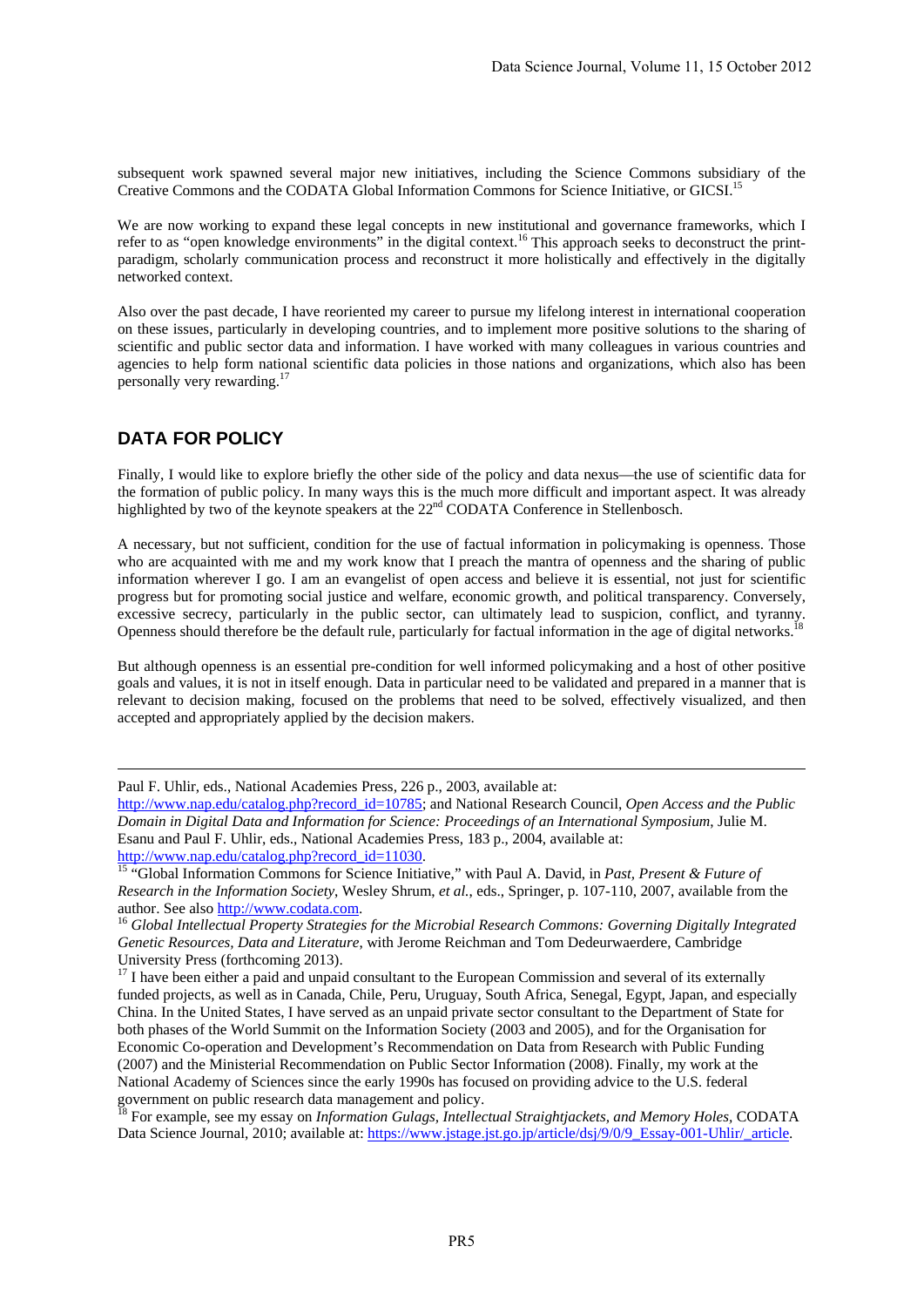subsequent work spawned several major new initiatives, including the Science Commons subsidiary of the Creative Commons and the CODATA Global Information Commons for Science Initiative, or GICSI.[15]

We are now working to expand these legal concepts in new institutional and governance frameworks, which I refer to as "open knowledge environments" in the digital context.[16] This approach seeks to deconstruct the print-paradigm, scholarly communication process and reconstruct it more holistically and effectively in the digitally networked context.

Also over the past decade, I have reoriented my career to pursue my lifelong interest in international cooperation on these issues, particularly in developing countries, and to implement more positive solutions to the sharing of scientific and public sector data and information. I have worked with many colleagues in various countries and agencies to help form national scientific data policies in those nations and organizations, which also has been personally very rewarding.[17]

## DATA FOR POLICY

Finally, I would like to explore briefly the other side of the policy and data nexus—the use of scientific data for the formation of public policy. In many ways this is the much more difficult and important aspect. It was already highlighted by two of the keynote speakers at the 22nd CODATA Conference in Stellenbosch.

A necessary, but not sufficient, condition for the use of factual information in policymaking is openness. Those who are acquainted with me and my work know that I preach the mantra of openness and the sharing of public information wherever I go. I am an evangelist of open access and believe it is essential, not just for scientific progress but for promoting social justice and welfare, economic growth, and political transparency. Conversely, excessive secrecy, particularly in the public sector, can ultimately lead to suspicion, conflict, and tyranny. Openness should therefore be the default rule, particularly for factual information in the age of digital networks.[18]

But although openness is an essential pre-condition for well informed policymaking and a host of other positive goals and values, it is not in itself enough. Data in particular need to be validated and prepared in a manner that is relevant to decision making, focused on the problems that need to be solved, effectively visualized, and then accepted and appropriately applied by the decision makers.

---

Paul F. Uhlir, eds., National Academies Press, 226 p., 2003, available at: http://www.nap.edu/catalog.php?record_id=10785; and National Research Council, *Open Access and the Public Domain in Digital Data and Information for Science: Proceedings of an International Symposium*, Julie M. Esanu and Paul F. Uhlir, eds., National Academies Press, 183 p., 2004, available at: http://www.nap.edu/catalog.php?record_id=11030.

[15] "Global Information Commons for Science Initiative," with Paul A. David, in *Past, Present & Future of Research in the Information Society*, Wesley Shrum, *et al.*, eds., Springer, p. 107-110, 2007, available from the author. See also http://www.codata.com.

[16] *Global Intellectual Property Strategies for the Microbial Research Commons: Governing Digitally Integrated Genetic Resources, Data and Literature*, with Jerome Reichman and Tom Dedeurwaerdere, Cambridge University Press (forthcoming 2013).

[17] I have been either a paid and unpaid consultant to the European Commission and several of its externally funded projects, as well as in Canada, Chile, Peru, Uruguay, South Africa, Senegal, Egypt, Japan, and especially China. In the United States, I have served as an unpaid private sector consultant to the Department of State for both phases of the World Summit on the Information Society (2003 and 2005), and for the Organisation for Economic Co-operation and Development's Recommendation on Data from Research with Public Funding (2007) and the Ministerial Recommendation on Public Sector Information (2008). Finally, my work at the National Academy of Sciences since the early 1990s has focused on providing advice to the U.S. federal government on public research data management and policy.

[18] For example, see my essay on *Information Gulags, Intellectual Straightjackets, and Memory Holes*, CODATA Data Science Journal, 2010; available at: https://www.jstage.jst.go.jp/article/dsj/9/0/9_Essay-001-Uhlir/_article.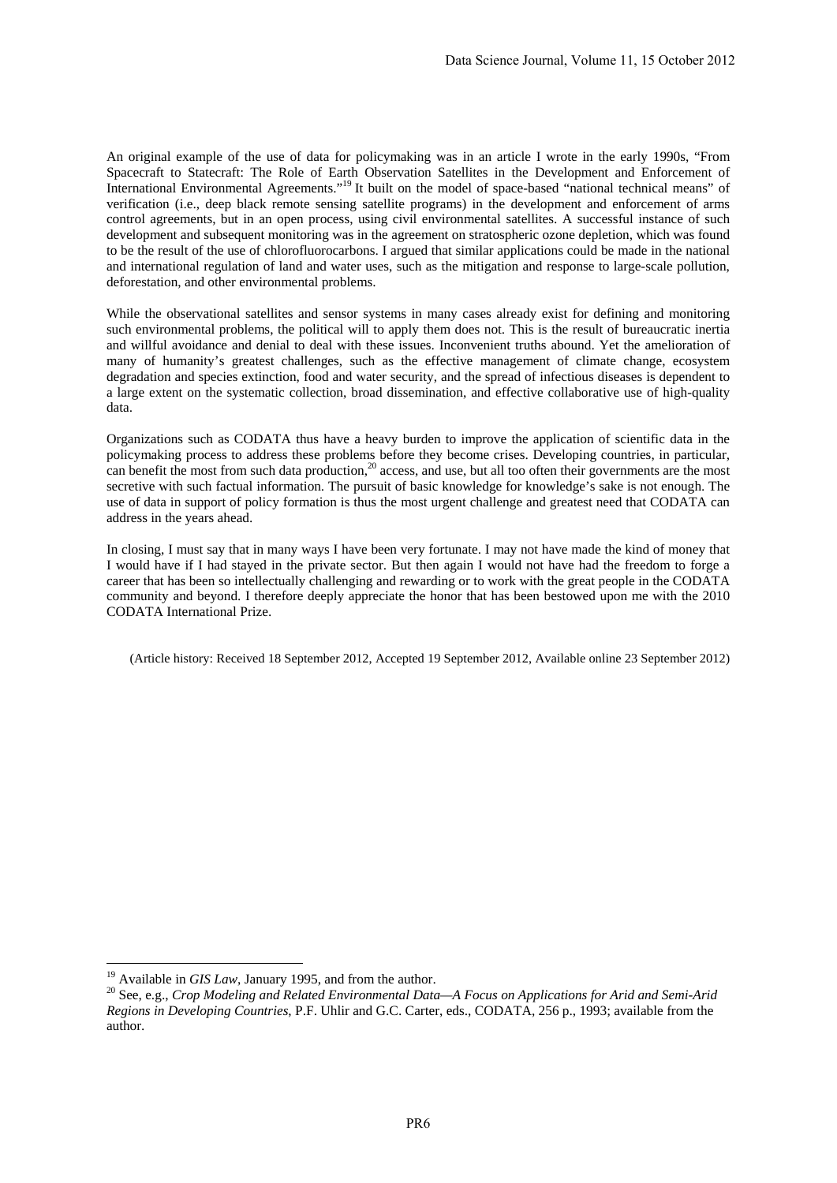An original example of the use of data for policymaking was in an article I wrote in the early 1990s, "From Spacecraft to Statecraft: The Role of Earth Observation Satellites in the Development and Enforcement of International Environmental Agreements."[19] It built on the model of space-based "national technical means" of verification (i.e., deep black remote sensing satellite programs) in the development and enforcement of arms control agreements, but in an open process, using civil environmental satellites. A successful instance of such development and subsequent monitoring was in the agreement on stratospheric ozone depletion, which was found to be the result of the use of chlorofluorocarbons. I argued that similar applications could be made in the national and international regulation of land and water uses, such as the mitigation and response to large-scale pollution, deforestation, and other environmental problems.

While the observational satellites and sensor systems in many cases already exist for defining and monitoring such environmental problems, the political will to apply them does not. This is the result of bureaucratic inertia and willful avoidance and denial to deal with these issues. Inconvenient truths abound. Yet the amelioration of many of humanity's greatest challenges, such as the effective management of climate change, ecosystem degradation and species extinction, food and water security, and the spread of infectious diseases is dependent to a large extent on the systematic collection, broad dissemination, and effective collaborative use of high-quality data.

Organizations such as CODATA thus have a heavy burden to improve the application of scientific data in the policymaking process to address these problems before they become crises. Developing countries, in particular, can benefit the most from such data production,[20] access, and use, but all too often their governments are the most secretive with such factual information. The pursuit of basic knowledge for knowledge's sake is not enough. The use of data in support of policy formation is thus the most urgent challenge and greatest need that CODATA can address in the years ahead.

In closing, I must say that in many ways I have been very fortunate. I may not have made the kind of money that I would have if I had stayed in the private sector. But then again I would not have had the freedom to forge a career that has been so intellectually challenging and rewarding or to work with the great people in the CODATA community and beyond. I therefore deeply appreciate the honor that has been bestowed upon me with the 2010 CODATA International Prize.

(Article history: Received 18 September 2012, Accepted 19 September 2012, Available online 23 September 2012)

[19] Available in *GIS Law*, January 1995, and from the author.

[20] See, e.g., *Crop Modeling and Related Environmental Data—A Focus on Applications for Arid and Semi-Arid Regions in Developing Countries*, P.F. Uhlir and G.C. Carter, eds., CODATA, 256 p., 1993; available from the author.